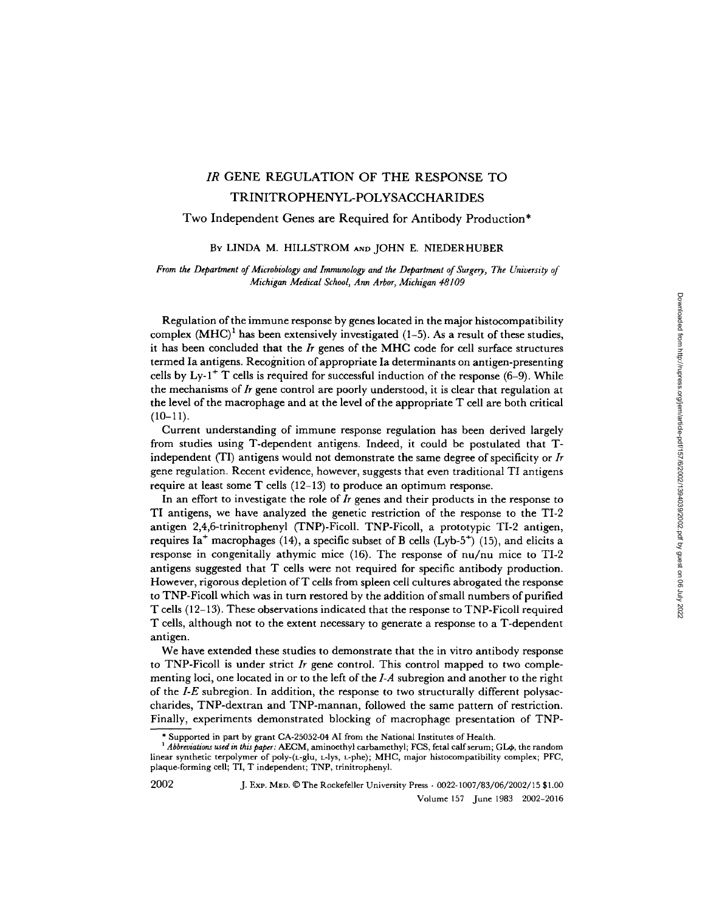# *IR* GENE REGULATION OF THE RESPONSE TO TRINITROPHENYL-POLYSACCHARIDES

## Two Independent Genes are Required for Antibody Production*

BY LINDA M. HILLSTROM AND JOHN E. NIEDERHUBER

*From the Department of Microbiology and Immunology and the Department of Surgery, The University of Michigan Medical School, Ann Arbor, Michigan 48109*

Regulation of the immune response by genes located in the major histocompatibility complex (MHC)[1] has been extensively investigated (1–5). As a result of these studies, it has been concluded that the *Ir* genes of the MHC code for cell surface structures termed Ia antigens. Recognition of appropriate Ia determinants on antigen-presenting cells by Ly-1$^+$ T cells is required for successful induction of the response (6–9). While the mechanisms of *Ir* gene control are poorly understood, it is clear that regulation at the level of the macrophage and at the level of the appropriate T cell are both critical (10–11).

Current understanding of immune response regulation has been derived largely from studies using T-dependent antigens. Indeed, it could be postulated that T-independent (TI) antigens would not demonstrate the same degree of specificity or *Ir* gene regulation. Recent evidence, however, suggests that even traditional TI antigens require at least some T cells (12–13) to produce an optimum response.

In an effort to investigate the role of *Ir* genes and their products in the response to TI antigens, we have analyzed the genetic restriction of the response to the TI-2 antigen 2,4,6-trinitrophenyl (TNP)-Ficoll. TNP-Ficoll, a prototypic TI-2 antigen, requires Ia$^+$ macrophages (14), a specific subset of B cells (Lyb-5$^+$) (15), and elicits a response in congenitally athymic mice (16). The response of nu/nu mice to TI-2 antigens suggested that T cells were not required for specific antibody production. However, rigorous depletion of T cells from spleen cell cultures abrogated the response to TNP-Ficoll which was in turn restored by the addition of small numbers of purified T cells (12–13). These observations indicated that the response to TNP-Ficoll required T cells, although not to the extent necessary to generate a response to a T-dependent antigen.

We have extended these studies to demonstrate that the in vitro antibody response to TNP-Ficoll is under strict *Ir* gene control. This control mapped to two complementing loci, one located in or to the left of the *I-A* subregion and another to the right of the *I-E* subregion. In addition, the response to two structurally different polysaccharides, TNP-dextran and TNP-mannan, followed the same pattern of restriction. Finally, experiments demonstrated blocking of macrophage presentation of TNP-

\* Supported in part by grant CA-25052-04 AI from the National Institutes of Health.

[1] *Abbreviations used in this paper:* AECM, aminoethyl carbamethyl; FCS, fetal calf serum; GL$\phi$, the random linear synthetic terpolymer of poly-(L-glu, L-lys, L-phe); MHC, major histocompatibility complex; PFC, plaque-forming cell; TI, T independent; TNP, trinitrophenyl.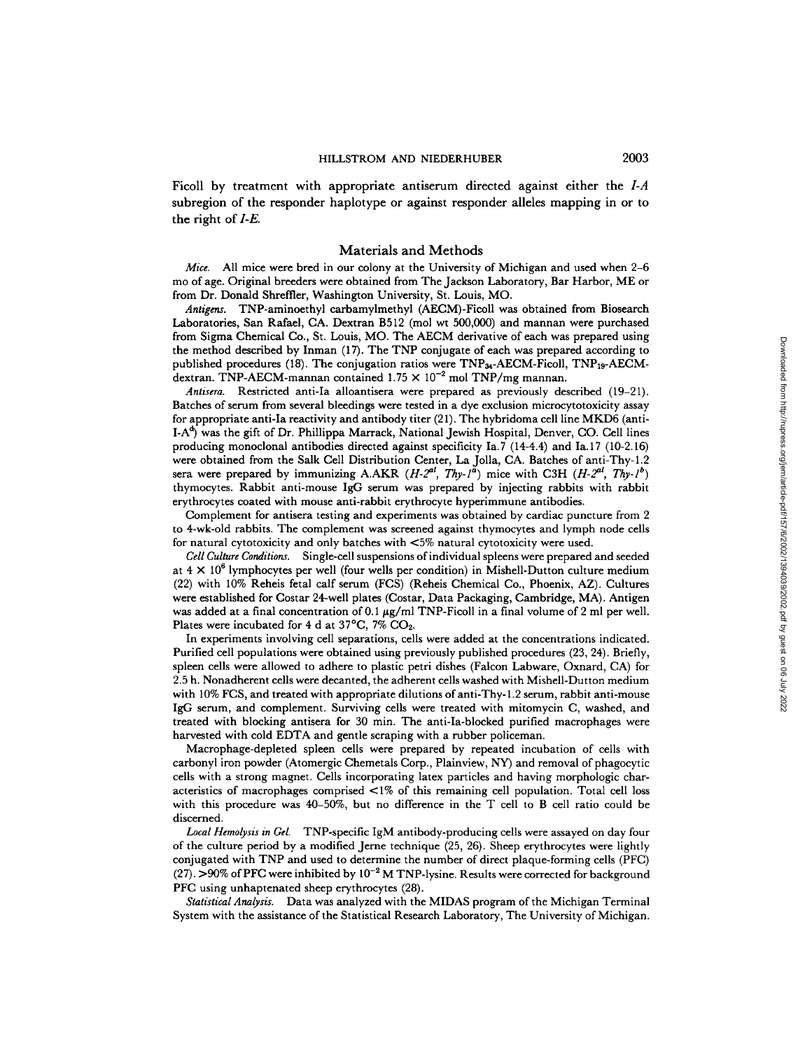Ficoll by treatment with appropriate antiserum directed against either the *I-A* subregion of the responder haplotype or against responder alleles mapping in or to the right of *I-E*.

## Materials and Methods

*Mice.* All mice were bred in our colony at the University of Michigan and used when 2–6 mo of age. Original breeders were obtained from The Jackson Laboratory, Bar Harbor, ME or from Dr. Donald Shreffler, Washington University, St. Louis, MO.

*Antigens.* TNP-aminoethyl carbamylmethyl (AECM)-Ficoll was obtained from Biosearch Laboratories, San Rafael, CA. Dextran B512 (mol wt 500,000) and mannan were purchased from Sigma Chemical Co., St. Louis, MO. The AECM derivative of each was prepared using the method described by Inman (17). The TNP conjugate of each was prepared according to published procedures (18). The conjugation ratios were $TNP_{34}$-AECM-Ficoll, $TNP_{19}$-AECM-dextran. TNP-AECM-mannan contained $1.75 \times 10^{-2}$ mol TNP/mg mannan.

*Antisera.* Restricted anti-Ia alloantisera were prepared as previously described (19–21). Batches of serum from several bleedings were tested in a dye exclusion microcytotoxicity assay for appropriate anti-Ia reactivity and antibody titer (21). The hybridoma cell line MKD6 (anti-I-$A^d$) was the gift of Dr. Phillippa Marrack, National Jewish Hospital, Denver, CO. Cell lines producing monoclonal antibodies directed against specificity Ia.7 (14-4.4) and Ia.17 (10-2.16) were obtained from the Salk Cell Distribution Center, La Jolla, CA. Batches of anti-Thy-1.2 sera were prepared by immunizing A.AKR (*H-2$^{al}$*, *Thy-1$^a$*) mice with C3H (*H-2$^{al}$*, *Thy-1$^b$*) thymocytes. Rabbit anti-mouse IgG serum was prepared by injecting rabbits with rabbit erythrocytes coated with mouse anti-rabbit erythrocyte hyperimmune antibodies.

Complement for antisera testing and experiments was obtained by cardiac puncture from 2 to 4-wk-old rabbits. The complement was screened against thymocytes and lymph node cells for natural cytotoxicity and only batches with <5% natural cytotoxicity were used.

*Cell Culture Conditions.* Single-cell suspensions of individual spleens were prepared and seeded at $4 \times 10^6$ lymphocytes per well (four wells per condition) in Mishell-Dutton culture medium (22) with 10% Reheis fetal calf serum (FCS) (Reheis Chemical Co., Phoenix, AZ). Cultures were established for Costar 24-well plates (Costar, Data Packaging, Cambridge, MA). Antigen was added at a final concentration of 0.1 μg/ml TNP-Ficoll in a final volume of 2 ml per well. Plates were incubated for 4 d at 37°C, 7% $CO_2$.

In experiments involving cell separations, cells were added at the concentrations indicated. Purified cell populations were obtained using previously published procedures (23, 24). Briefly, spleen cells were allowed to adhere to plastic petri dishes (Falcon Labware, Oxnard, CA) for 2.5 h. Nonadherent cells were decanted, the adherent cells washed with Mishell-Dutton medium with 10% FCS, and treated with appropriate dilutions of anti-Thy-1.2 serum, rabbit anti-mouse IgG serum, and complement. Surviving cells were treated with mitomycin C, washed, and treated with blocking antisera for 30 min. The anti-Ia-blocked purified macrophages were harvested with cold EDTA and gentle scraping with a rubber policeman.

Macrophage-depleted spleen cells were prepared by repeated incubation of cells with carbonyl iron powder (Atomergic Chemetals Corp., Plainview, NY) and removal of phagocytic cells with a strong magnet. Cells incorporating latex particles and having morphologic characteristics of macrophages comprised <1% of this remaining cell population. Total cell loss with this procedure was 40–50%, but no difference in the T cell to B cell ratio could be discerned.

*Local Hemolysis in Gel.* TNP-specific IgM antibody-producing cells were assayed on day four of the culture period by a modified Jerne technique (25, 26). Sheep erythrocytes were lightly conjugated with TNP and used to determine the number of direct plaque-forming cells (PFC) (27). >90% of PFC were inhibited by $10^{-2}$ M TNP-lysine. Results were corrected for background PFC using unhaptenated sheep erythrocytes (28).

*Statistical Analysis.* Data was analyzed with the MIDAS program of the Michigan Terminal System with the assistance of the Statistical Research Laboratory, The University of Michigan.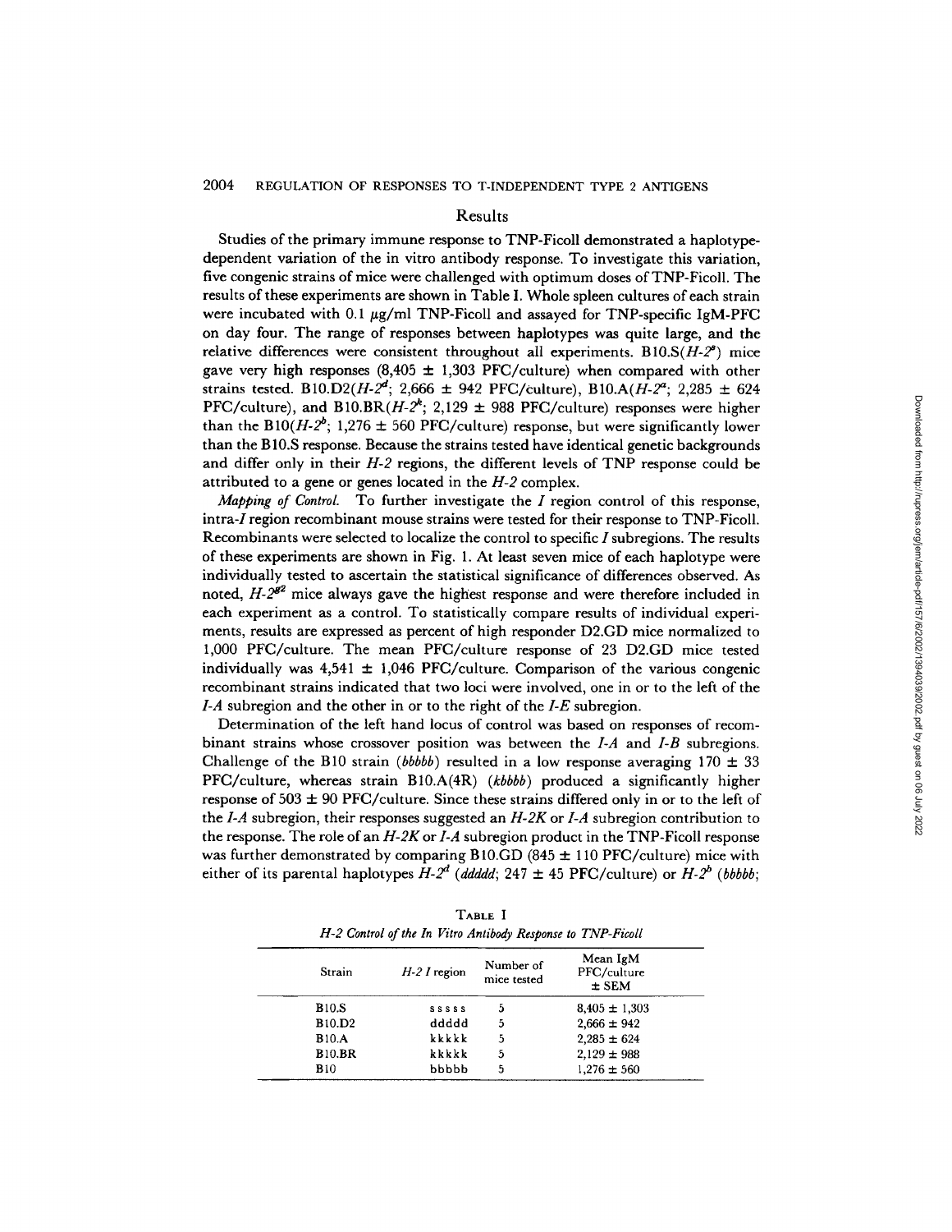## Results

Studies of the primary immune response to TNP-Ficoll demonstrated a haplotype-dependent variation of the in vitro antibody response. To investigate this variation, five congenic strains of mice were challenged with optimum doses of TNP-Ficoll. The results of these experiments are shown in Table I. Whole spleen cultures of each strain were incubated with 0.1 μg/ml TNP-Ficoll and assayed for TNP-specific IgM-PFC on day four. The range of responses between haplotypes was quite large, and the relative differences were consistent throughout all experiments. B10.S($H$-$2^s$) mice gave very high responses (8,405 ± 1,303 PFC/culture) when compared with other strains tested. B10.D2($H$-$2^d$; 2,666 ± 942 PFC/culture), B10.A($H$-$2^a$; 2,285 ± 624 PFC/culture), and B10.BR($H$-$2^k$; 2,129 ± 988 PFC/culture) responses were higher than the B10($H$-$2^b$; 1,276 ± 560 PFC/culture) response, but were significantly lower than the B10.S response. Because the strains tested have identical genetic backgrounds and differ only in their *H-2* regions, the different levels of TNP response could be attributed to a gene or genes located in the *H-2* complex.

*Mapping of Control.* To further investigate the *I* region control of this response, intra-*I* region recombinant mouse strains were tested for their response to TNP-Ficoll. Recombinants were selected to localize the control to specific *I* subregions. The results of these experiments are shown in Fig. 1. At least seven mice of each haplotype were individually tested to ascertain the statistical significance of differences observed. As noted, $H$-$2^{g2}$ mice always gave the highest response and were therefore included in each experiment as a control. To statistically compare results of individual experiments, results are expressed as percent of high responder D2.GD mice normalized to 1,000 PFC/culture. The mean PFC/culture response of 23 D2.GD mice tested individually was 4,541 ± 1,046 PFC/culture. Comparison of the various congenic recombinant strains indicated that two loci were involved, one in or to the left of the *I-A* subregion and the other in or to the right of the *I-E* subregion.

Determination of the left hand locus of control was based on responses of recombinant strains whose crossover position was between the *I-A* and *I-B* subregions. Challenge of the B10 strain (*bbbbb*) resulted in a low response averaging 170 ± 33 PFC/culture, whereas strain B10.A(4R) (*kbbbb*) produced a significantly higher response of 503 ± 90 PFC/culture. Since these strains differed only in or to the left of the *I-A* subregion, their responses suggested an *H-2K* or *I-A* subregion contribution to the response. The role of an *H-2K* or *I-A* subregion product in the TNP-Ficoll response was further demonstrated by comparing B10.GD (845 ± 110 PFC/culture) mice with either of its parental haplotypes $H$-$2^d$ (*ddddd*; 247 ± 45 PFC/culture) or $H$-$2^b$ (*bbbbb*;

TABLE I

*H-2 Control of the In Vitro Antibody Response to TNP-Ficoll*

| Strain | *H-2 I* region | Number of mice tested | Mean IgM PFC/culture ± SEM |
|---|---|---|---|
| B10.S | sssss | 5 | 8,405 ± 1,303 |
| B10.D2 | ddddd | 5 | 2,666 ± 942 |
| B10.A | kkkkk | 5 | 2,285 ± 624 |
| B10.BR | kkkkk | 5 | 2,129 ± 988 |
| B10 | bbbbb | 5 | 1,276 ± 560 |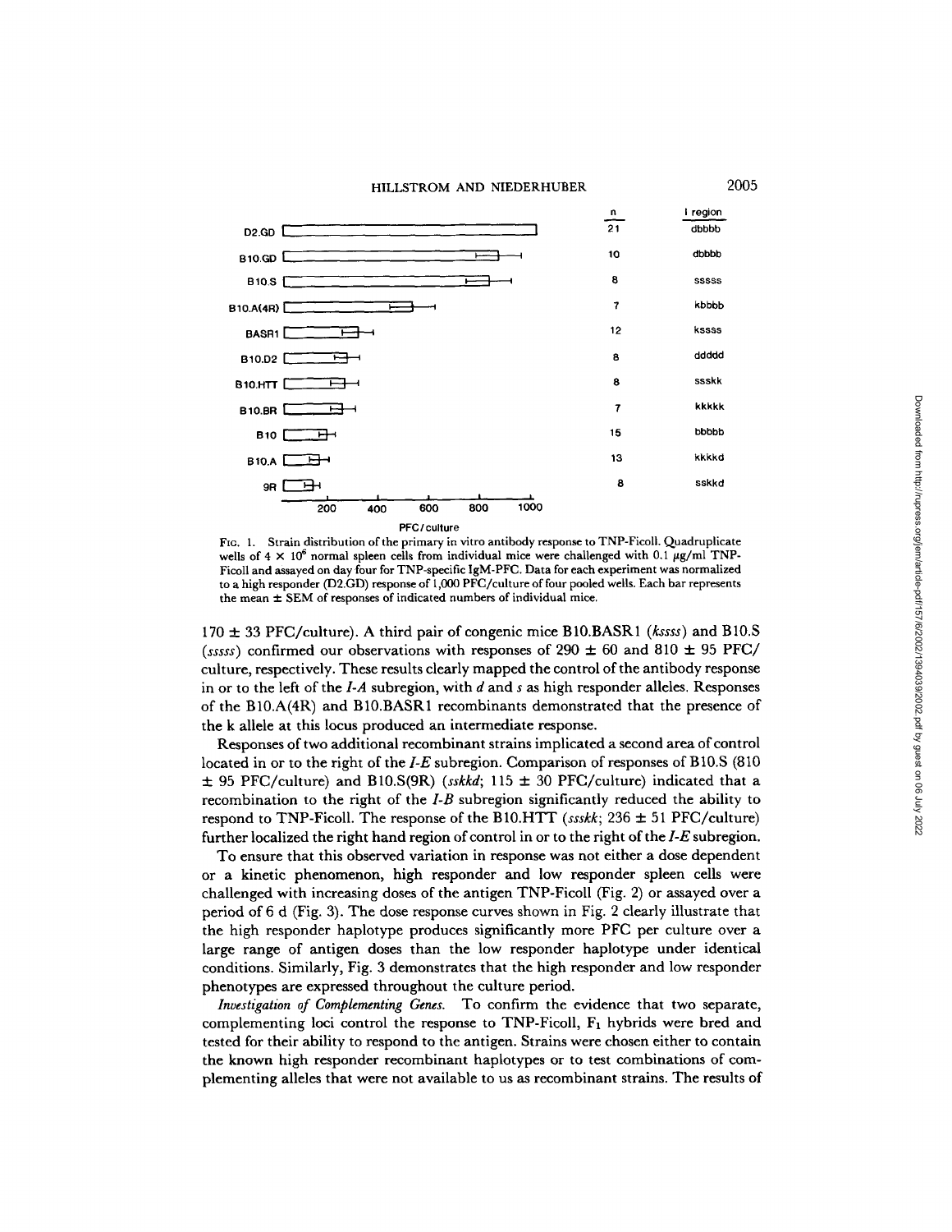FIG. 1. Strain distribution of the primary in vitro antibody response to TNP-Ficoll. Quadruplicate wells of $4 \times 10^6$ normal spleen cells from individual mice were challenged with 0.1 μg/ml TNP-Ficoll and assayed on day four for TNP-specific IgM-PFC. Data for each experiment was normalized to a high responder (D2.GD) response of 1,000 PFC/culture of four pooled wells. Each bar represents the mean ± SEM of responses of indicated numbers of individual mice.

170 ± 33 PFC/culture). A third pair of congenic mice B10.BASR1 (*kssss*) and B10.S (*sssss*) confirmed our observations with responses of 290 ± 60 and 810 ± 95 PFC/culture, respectively. These results clearly mapped the control of the antibody response in or to the left of the *I-A* subregion, with *d* and *s* as high responder alleles. Responses of the B10.A(4R) and B10.BASR1 recombinants demonstrated that the presence of the k allele at this locus produced an intermediate response.

Responses of two additional recombinant strains implicated a second area of control located in or to the right of the *I-E* subregion. Comparison of responses of B10.S (810 ± 95 PFC/culture) and B10.S(9R) (*sskkd*; 115 ± 30 PFC/culture) indicated that a recombination to the right of the *I-B* subregion significantly reduced the ability to respond to TNP-Ficoll. The response of the B10.HTT (*ssskk*; 236 ± 51 PFC/culture) further localized the right hand region of control in or to the right of the *I-E* subregion.

To ensure that this observed variation in response was not either a dose dependent or a kinetic phenomenon, high responder and low responder spleen cells were challenged with increasing doses of the antigen TNP-Ficoll (Fig. 2) or assayed over a period of 6 d (Fig. 3). The dose response curves shown in Fig. 2 clearly illustrate that the high responder haplotype produces significantly more PFC per culture over a large range of antigen doses than the low responder haplotype under identical conditions. Similarly, Fig. 3 demonstrates that the high responder and low responder phenotypes are expressed throughout the culture period.

*Investigation of Complementing Genes.* To confirm the evidence that two separate, complementing loci control the response to TNP-Ficoll, $F_1$ hybrids were bred and tested for their ability to respond to the antigen. Strains were chosen either to contain the known high responder recombinant haplotypes or to test combinations of complementing alleles that were not available to us as recombinant strains. The results of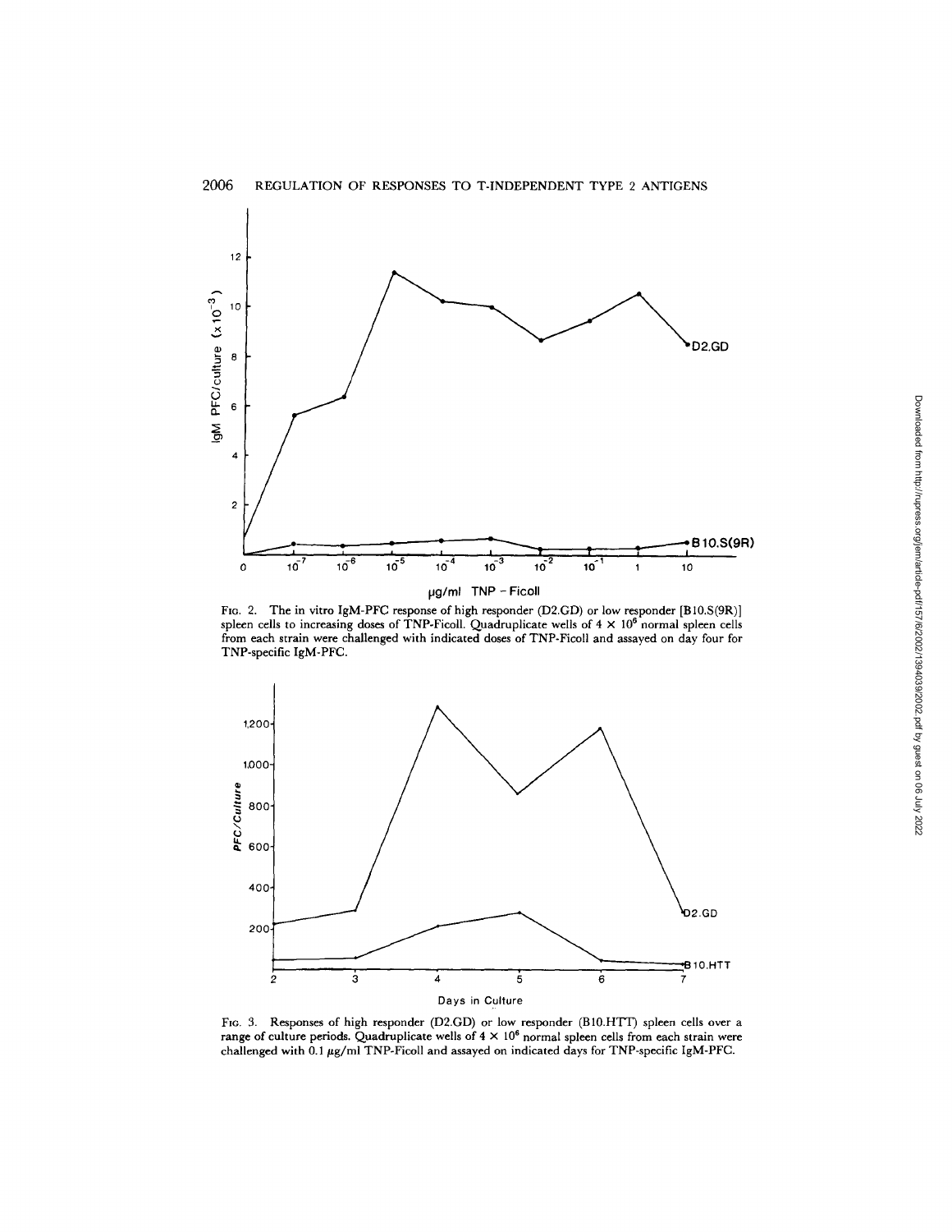FIG. 2. The in vitro IgM-PFC response of high responder (D2.GD) or low responder [B10.S(9R)] spleen cells to increasing doses of TNP-Ficoll. Quadruplicate wells of $4 \times 10^6$ normal spleen cells from each strain were challenged with indicated doses of TNP-Ficoll and assayed on day four for TNP-specific IgM-PFC.

FIG. 3. Responses of high responder (D2.GD) or low responder (B10.HTT) spleen cells over a range of culture periods. Quadruplicate wells of $4 \times 10^6$ normal spleen cells from each strain were challenged with 0.1 μg/ml TNP-Ficoll and assayed on indicated days for TNP-specific IgM-PFC.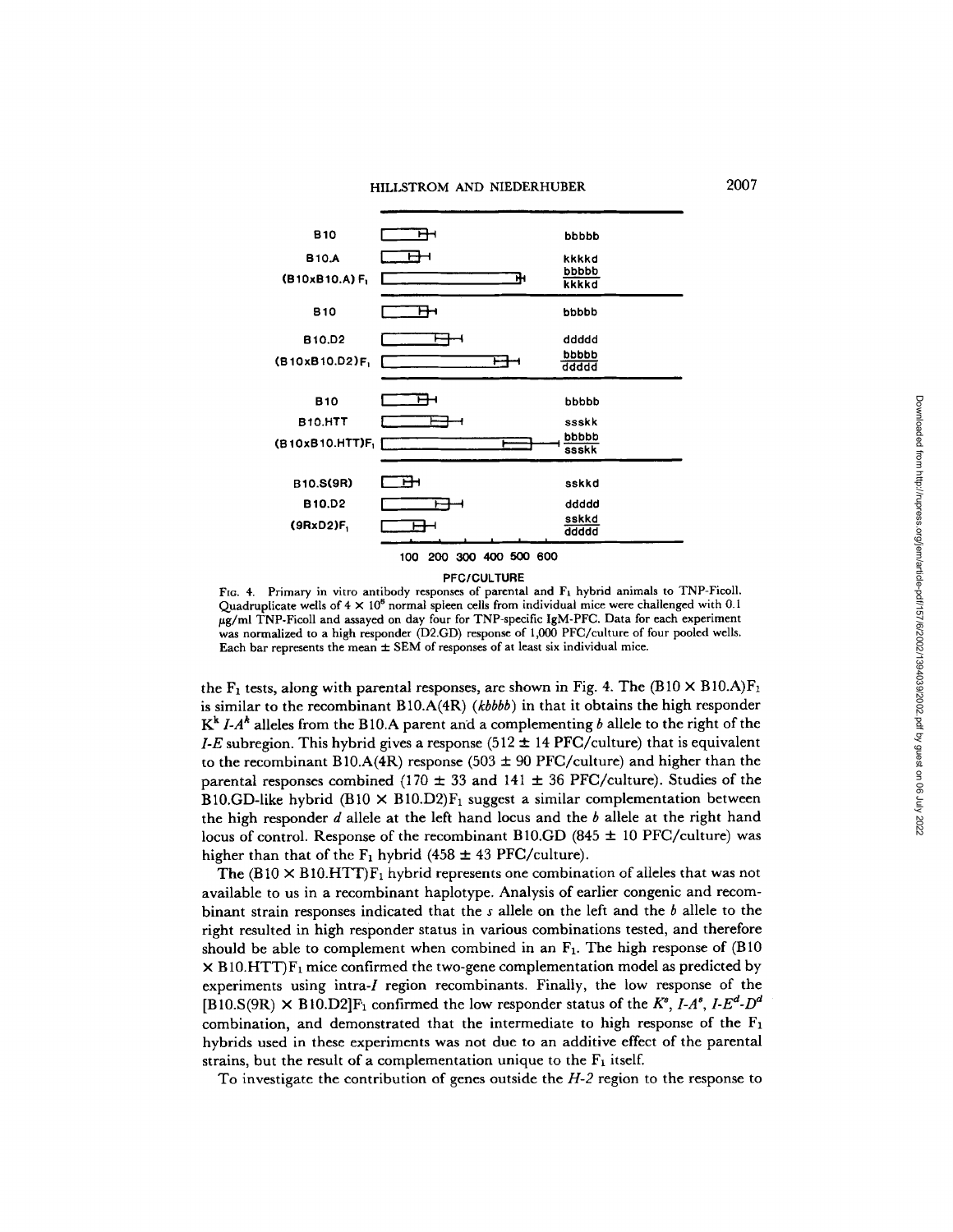| Strain | | Haplotype |
|---|---|---|
| B10 | | bbbbb |
| B10.A | | kkkkd |
| (B10xB10.A) $F_1$ | | bbbbb / kkkkd |
| B10 | | bbbbb |
| B10.D2 | | ddddd |
| (B10xB10.D2)$F_1$ | | bbbbb / ddddd |
| B10 | | bbbbb |
| B10.HTT | | ssskk |
| (B10xB10.HTT)$F_1$ | | bbbbb / ssskk |
| B10.S(9R) | | sskkd |
| B10.D2 | | ddddd |
| (9RxD2)$F_1$ | | sskkd / ddddd |

100 200 300 400 500 600

PFC/CULTURE

FIG. 4. Primary in vitro antibody responses of parental and $F_1$ hybrid animals to TNP-Ficoll. Quadruplicate wells of $4 \times 10^6$ normal spleen cells from individual mice were challenged with 0.1 μg/ml TNP-Ficoll and assayed on day four for TNP-specific IgM-PFC. Data for each experiment was normalized to a high responder (D2.GD) response of 1,000 PFC/culture of four pooled wells. Each bar represents the mean ± SEM of responses of at least six individual mice.

the $F_1$ tests, along with parental responses, are shown in Fig. 4. The (B10 × B10.A)$F_1$ is similar to the recombinant B10.A(4R) (*kbbbb*) in that it obtains the high responder $K^k$ $I$-$A^k$ alleles from the B10.A parent and a complementing *b* allele to the right of the *I-E* subregion. This hybrid gives a response (512 ± 14 PFC/culture) that is equivalent to the recombinant B10.A(4R) response (503 ± 90 PFC/culture) and higher than the parental responses combined (170 ± 33 and 141 ± 36 PFC/culture). Studies of the B10.GD-like hybrid (B10 × B10.D2)$F_1$ suggest a similar complementation between the high responder *d* allele at the left hand locus and the *b* allele at the right hand locus of control. Response of the recombinant B10.GD (845 ± 10 PFC/culture) was higher than that of the $F_1$ hybrid (458 ± 43 PFC/culture).

The (B10 × B10.HTT)$F_1$ hybrid represents one combination of alleles that was not available to us in a recombinant haplotype. Analysis of earlier congenic and recombinant strain responses indicated that the *s* allele on the left and the *b* allele to the right resulted in high responder status in various combinations tested, and therefore should be able to complement when combined in an $F_1$. The high response of (B10 × B10.HTT)$F_1$ mice confirmed the two-gene complementation model as predicted by experiments using intra-*I* region recombinants. Finally, the low response of the [B10.S(9R) × B10.D2]$F_1$ confirmed the low responder status of the $K^s$, $I$-$A^s$, $I$-$E^d$-$D^d$ combination, and demonstrated that the intermediate to high response of the $F_1$ hybrids used in these experiments was not due to an additive effect of the parental strains, but the result of a complementation unique to the $F_1$ itself.

To investigate the contribution of genes outside the *H-2* region to the response to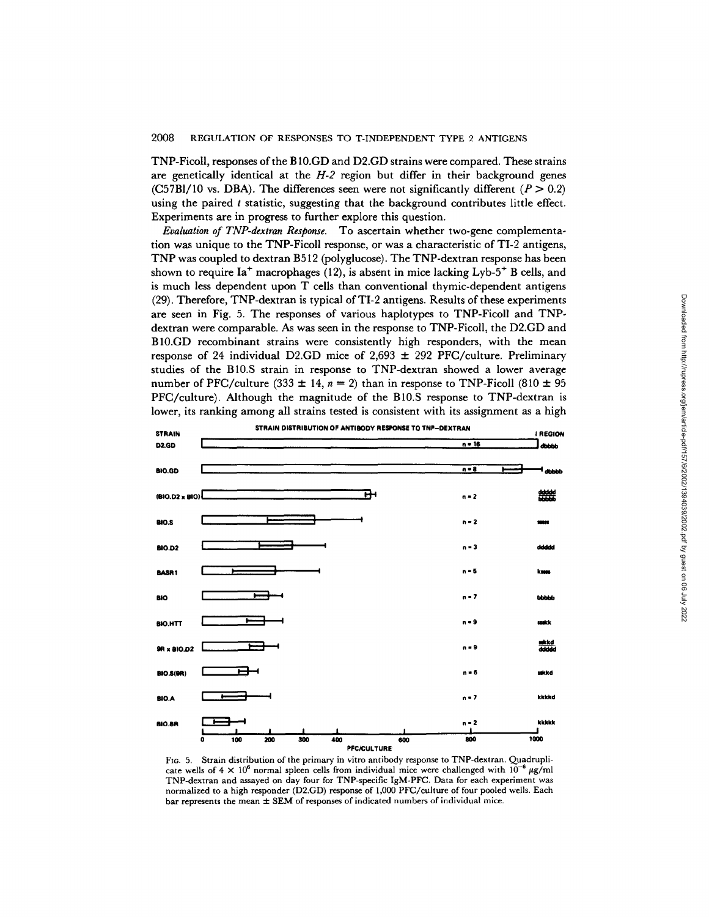TNP-Ficoll, responses of the B10.GD and D2.GD strains were compared. These strains are genetically identical at the *H-2* region but differ in their background genes (C57Bl/10 vs. DBA). The differences seen were not significantly different ($P > 0.2$) using the paired *t* statistic, suggesting that the background contributes little effect. Experiments are in progress to further explore this question.

*Evaluation of TNP-dextran Response.* To ascertain whether two-gene complementation was unique to the TNP-Ficoll response, or was a characteristic of TI-2 antigens, TNP was coupled to dextran B512 (polyglucose). The TNP-dextran response has been shown to require $Ia^+$ macrophages (12), is absent in mice lacking $Lyb\text{-}5^+$ B cells, and is much less dependent upon T cells than conventional thymic-dependent antigens (29). Therefore, TNP-dextran is typical of TI-2 antigens. Results of these experiments are seen in Fig. 5. The responses of various haplotypes to TNP-Ficoll and TNP-dextran were comparable. As was seen in the response to TNP-Ficoll, the D2.GD and B10.GD recombinant strains were consistently high responders, with the mean response of 24 individual D2.GD mice of 2,693 ± 292 PFC/culture. Preliminary studies of the B10.S strain in response to TNP-dextran showed a lower average number of PFC/culture (333 ± 14, $n = 2$) than in response to TNP-Ficoll (810 ± 95 PFC/culture). Although the magnitude of the B10.S response to TNP-dextran is lower, its ranking among all strains tested is consistent with its assignment as a high

STRAIN DISTRIBUTION OF ANTIBODY RESPONSE TO TNP–DEXTRAN

| STRAIN | n | I REGION |
|---|---|---|
| D2.GD | n = 16 | dbbbb |
| B10.GD | n = 8 | dbbbb |
| (B10.D2 x B10) | n = 2 | ddddd / bbbbb |
| B10.S | n = 2 | sssss |
| B10.D2 | n = 3 | ddddd |
| BASR1 | n = 5 | kssss |
| B10 | n = 7 | bbbbb |
| B10.HTT | n = 9 | sskk |
| 9R x B10.D2 | n = 9 | sskkd / ddddd |
| B10.S(9R) | n = 6 | sskkd |
| B10.A | n = 7 | kkkkd |
| B10.BR | n = 2 | kkkkk |

PFC/CULTURE (axis: 0, 100, 200, 300, 400, 600, 800, 1000)

FIG. 5. Strain distribution of the primary in vitro antibody response to TNP-dextran. Quadruplicate wells of $4 \times 10^6$ normal spleen cells from individual mice were challenged with $10^{-6}$ μg/ml TNP-dextran and assayed on day four for TNP-specific IgM-PFC. Data for each experiment was normalized to a high responder (D2.GD) response of 1,000 PFC/culture of four pooled wells. Each bar represents the mean ± SEM of responses of indicated numbers of individual mice.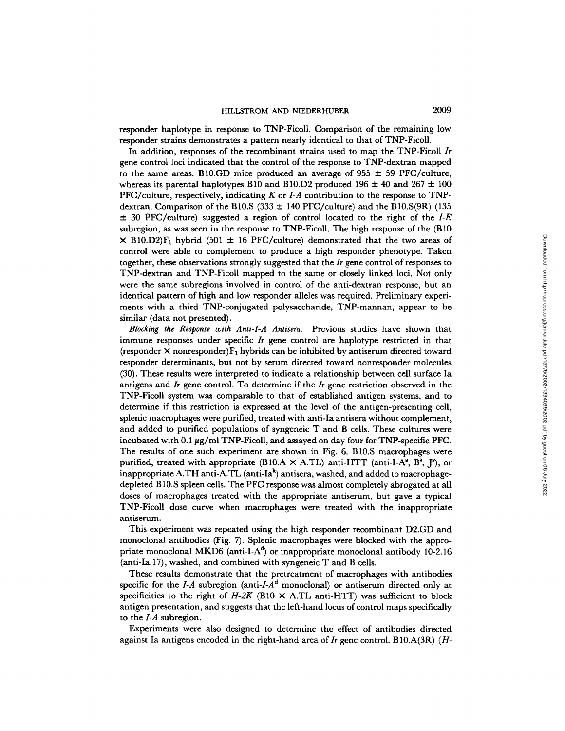responder haplotype in response to TNP-Ficoll. Comparison of the remaining low responder strains demonstrates a pattern nearly identical to that of TNP-Ficoll.

In addition, responses of the recombinant strains used to map the TNP-Ficoll *Ir* gene control loci indicated that the control of the response to TNP-dextran mapped to the same areas. B10.GD mice produced an average of 955 ± 59 PFC/culture, whereas its parental haplotypes B10 and B10.D2 produced 196 ± 40 and 267 ± 100 PFC/culture, respectively, indicating *K* or *I-A* contribution to the response to TNP-dextran. Comparison of the B10.S (333 ± 140 PFC/culture) and the B10.S(9R) (135 ± 30 PFC/culture) suggested a region of control located to the right of the *I-E* subregion, as was seen in the response to TNP-Ficoll. The high response of the (B10 × B10.D2)$F_1$ hybrid (501 ± 16 PFC/culture) demonstrated that the two areas of control were able to complement to produce a high responder phenotype. Taken together, these observations strongly suggested that the *Ir* gene control of responses to TNP-dextran and TNP-Ficoll mapped to the same or closely linked loci. Not only were the same subregions involved in control of the anti-dextran response, but an identical pattern of high and low responder alleles was required. Preliminary experiments with a third TNP-conjugated polysaccharide, TNP-mannan, appear to be similar (data not presented).

*Blocking the Response with Anti-I-A Antisera.* Previous studies have shown that immune responses under specific *Ir* gene control are haplotype restricted in that (responder × nonresponder)$F_1$ hybrids can be inhibited by antiserum directed toward responder determinants, but not by serum directed toward nonresponder molecules (30). These results were interpreted to indicate a relationship between cell surface Ia antigens and *Ir* gene control. To determine if the *Ir* gene restriction observed in the TNP-Ficoll system was comparable to that of established antigen systems, and to determine if this restriction is expressed at the level of the antigen-presenting cell, splenic macrophages were purified, treated with anti-Ia antisera without complement, and added to purified populations of syngeneic T and B cells. These cultures were incubated with 0.1 μg/ml TNP-Ficoll, and assayed on day four for TNP-specific PFC. The results of one such experiment are shown in Fig. 6. B10.S macrophages were purified, treated with appropriate (B10.A × A.TL) anti-HTT (anti-I-$A^s$, $B^s$, $J^s$), or inappropriate A.TH anti-A.TL (anti-$Ia^k$) antisera, washed, and added to macrophage-depleted B10.S spleen cells. The PFC response was almost completely abrogated at all doses of macrophages treated with the appropriate antiserum, but gave a typical TNP-Ficoll dose curve when macrophages were treated with the inappropriate antiserum.

This experiment was repeated using the high responder recombinant D2.GD and monoclonal antibodies (Fig. 7). Splenic macrophages were blocked with the appropriate monoclonal MKD6 (anti-I-$A^d$) or inappropriate monoclonal antibody 10-2.16 (anti-Ia.17), washed, and combined with syngeneic T and B cells.

These results demonstrate that the pretreatment of macrophages with antibodies specific for the *I-A* subregion (anti-*I-A$^d$* monoclonal) or antiserum directed only at specificities to the right of *H-2K* (B10 × A.TL anti-HTT) was sufficient to block antigen presentation, and suggests that the left-hand locus of control maps specifically to the *I-A* subregion.

Experiments were also designed to determine the effect of antibodies directed against Ia antigens encoded in the right-hand area of *Ir* gene control. B10.A(3R) (*H-*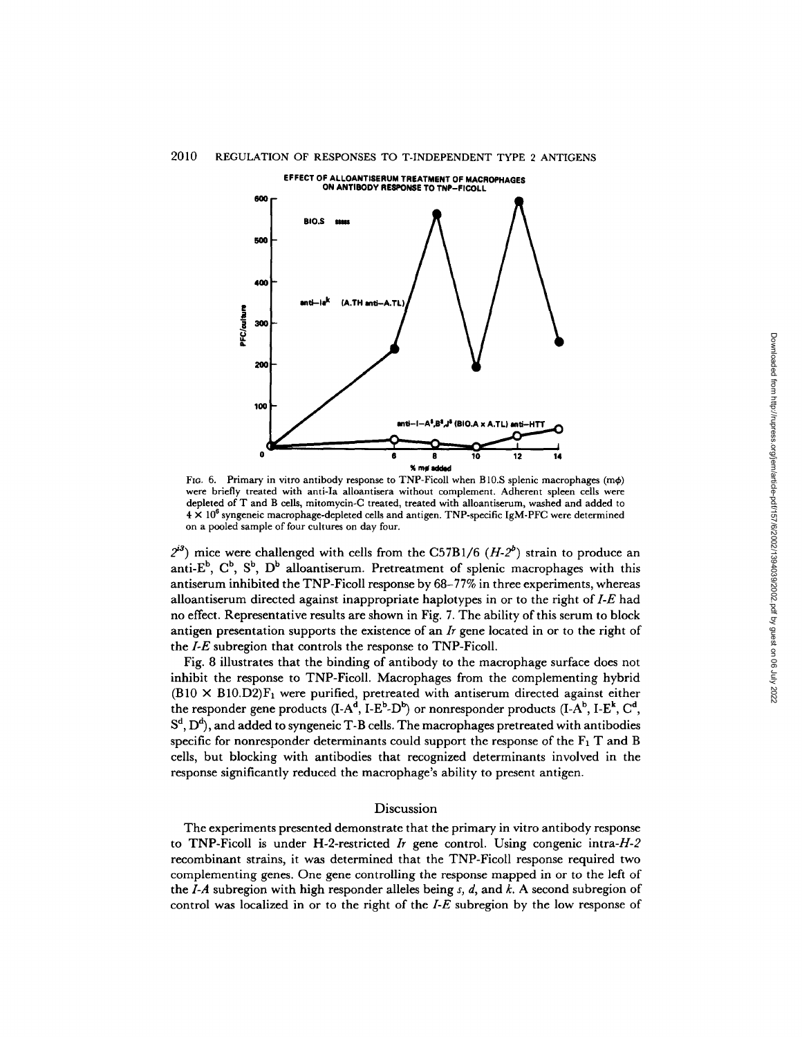Fig. 6. Primary in vitro antibody response to TNP-Ficoll when B10.S splenic macrophages (mϕ) were briefly treated with anti-Ia alloantisera without complement. Adherent spleen cells were depleted of T and B cells, mitomycin-C treated, treated with alloantiserum, washed and added to $4 \times 10^6$ syngeneic macrophage-depleted cells and antigen. TNP-specific IgM-PFC were determined on a pooled sample of four cultures on day four.

$2^{i3}$) mice were challenged with cells from the C57B1/6 ($H$-$2^b$) strain to produce an anti-$E^b$, $C^b$, $S^b$, $D^b$ alloantiserum. Pretreatment of splenic macrophages with this antiserum inhibited the TNP-Ficoll response by 68–77% in three experiments, whereas alloantiserum directed against inappropriate haplotypes in or to the right of *I-E* had no effect. Representative results are shown in Fig. 7. The ability of this serum to block antigen presentation supports the existence of an *Ir* gene located in or to the right of the *I-E* subregion that controls the response to TNP-Ficoll.

Fig. 8 illustrates that the binding of antibody to the macrophage surface does not inhibit the response to TNP-Ficoll. Macrophages from the complementing hybrid $(B10 \times B10.D2)F_1$ were purified, pretreated with antiserum directed against either the responder gene products ($I$-$A^d$, $I$-$E^b$-$D^b$) or nonresponder products ($I$-$A^b$, $I$-$E^k$, $C^d$, $S^d$, $D^d$), and added to syngeneic T-B cells. The macrophages pretreated with antibodies specific for nonresponder determinants could support the response of the $F_1$ T and B cells, but blocking with antibodies that recognized determinants involved in the response significantly reduced the macrophage's ability to present antigen.

## Discussion

The experiments presented demonstrate that the primary in vitro antibody response to TNP-Ficoll is under H-2-restricted *Ir* gene control. Using congenic intra-*H-2* recombinant strains, it was determined that the TNP-Ficoll response required two complementing genes. One gene controlling the response mapped in or to the left of the *I-A* subregion with high responder alleles being *s*, *d*, and *k*. A second subregion of control was localized in or to the right of the *I-E* subregion by the low response of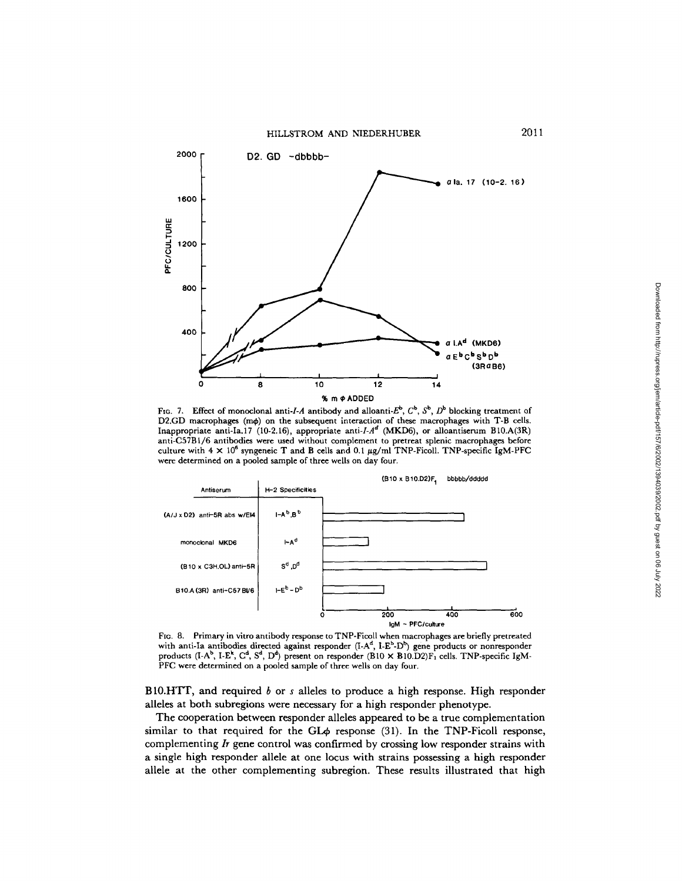FIG. 7. Effect of monoclonal anti-*I-A* antibody and alloanti-$E^b$, $C^b$, $S^b$, $D^b$ blocking treatment of D2.GD macrophages (m$\phi$) on the subsequent interaction of these macrophages with T-B cells. Inappropriate anti-Ia.17 (10-2.16), appropriate anti-*I-A*$^d$ (MKD6), or alloantiserum B10.A(3R) anti-C57Bl/6 antibodies were used without complement to pretreat splenic macrophages before culture with $4 \times 10^6$ syngeneic T and B cells and 0.1 $\mu$g/ml TNP-Ficoll. TNP-specific IgM-PFC were determined on a pooled sample of three wells on day four.

FIG. 8. Primary in vitro antibody response to TNP-Ficoll when macrophages are briefly pretreated with anti-Ia antibodies directed against responder (I-A$^d$, I-E$^b$-D$^b$) gene products or nonresponder products (I-A$^b$, I-E$^k$, C$^d$, S$^d$, D$^d$) present on responder (B10 × B10.D2)F$_1$ cells. TNP-specific IgM-PFC were determined on a pooled sample of three wells on day four.

B10.HTT, and required *b* or *s* alleles to produce a high response. High responder alleles at both subregions were necessary for a high responder phenotype.

The cooperation between responder alleles appeared to be a true complementation similar to that required for the GL$\phi$ response (31). In the TNP-Ficoll response, complementing *Ir* gene control was confirmed by crossing low responder strains with a single high responder allele at one locus with strains possessing a high responder allele at the other complementing subregion. These results illustrated that high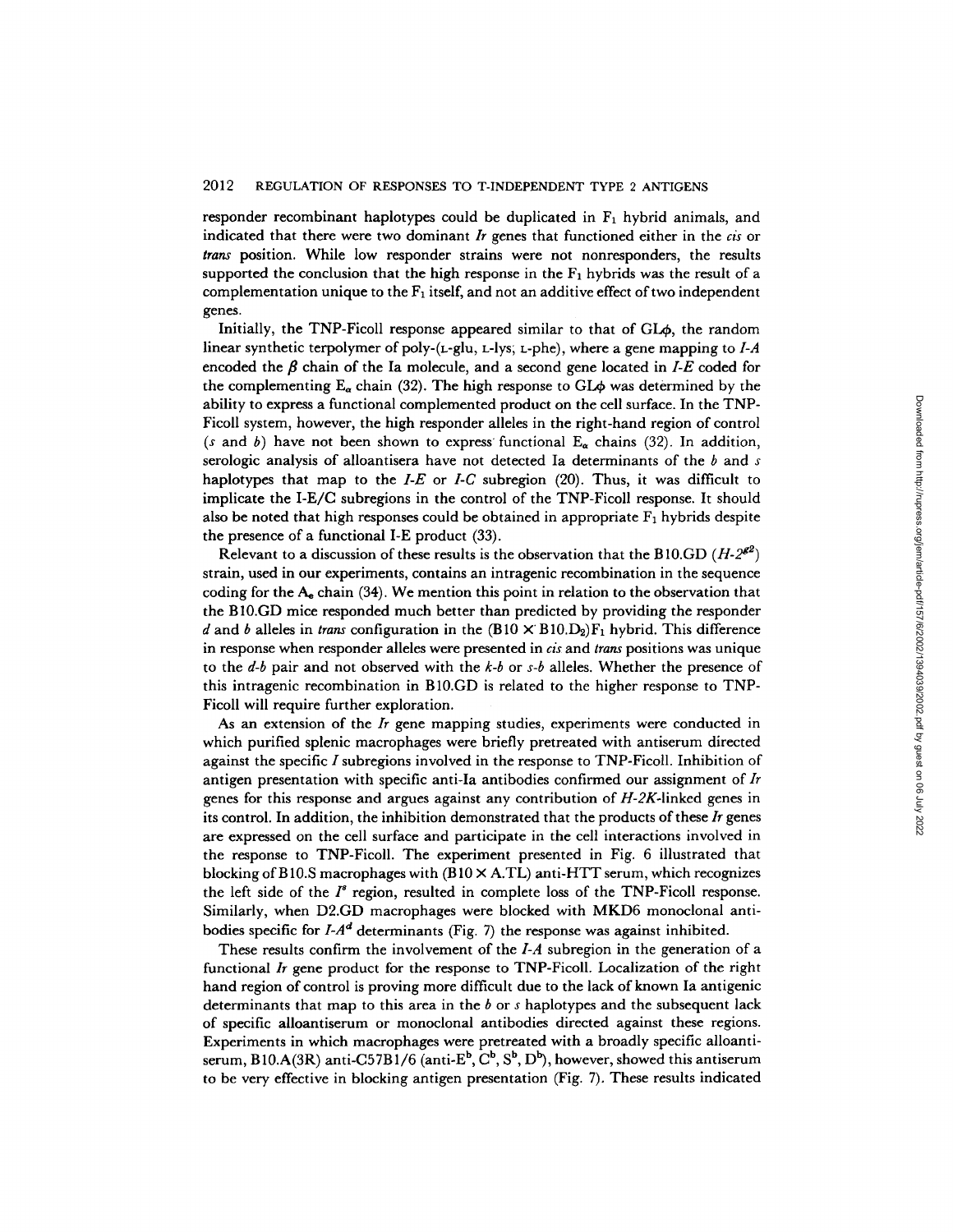responder recombinant haplotypes could be duplicated in $F_1$ hybrid animals, and indicated that there were two dominant *Ir* genes that functioned either in the *cis* or *trans* position. While low responder strains were not nonresponders, the results supported the conclusion that the high response in the $F_1$ hybrids was the result of a complementation unique to the $F_1$ itself, and not an additive effect of two independent genes.

Initially, the TNP-Ficoll response appeared similar to that of GLϕ, the random linear synthetic terpolymer of poly-(L-glu, L-lys, L-phe), where a gene mapping to *I-A* encoded the $\beta$ chain of the Ia molecule, and a second gene located in *I-E* coded for the complementing $E_\alpha$ chain (32). The high response to GLϕ was determined by the ability to express a functional complemented product on the cell surface. In the TNP-Ficoll system, however, the high responder alleles in the right-hand region of control (*s* and *b*) have not been shown to express functional $E_\alpha$ chains (32). In addition, serologic analysis of alloantisera have not detected Ia determinants of the *b* and *s* haplotypes that map to the *I-E* or *I-C* subregion (20). Thus, it was difficult to implicate the I-E/C subregions in the control of the TNP-Ficoll response. It should also be noted that high responses could be obtained in appropriate $F_1$ hybrids despite the presence of a functional I-E product (33).

Relevant to a discussion of these results is the observation that the B10.GD ($H\text{-}2^{g2}$) strain, used in our experiments, contains an intragenic recombination in the sequence coding for the $A_e$ chain (34). We mention this point in relation to the observation that the B10.GD mice responded much better than predicted by providing the responder *d* and *b* alleles in *trans* configuration in the (B10 × B10.$D_2$)$F_1$ hybrid. This difference in response when responder alleles were presented in *cis* and *trans* positions was unique to the *d-b* pair and not observed with the *k-b* or *s-b* alleles. Whether the presence of this intragenic recombination in B10.GD is related to the higher response to TNP-Ficoll will require further exploration.

As an extension of the *Ir* gene mapping studies, experiments were conducted in which purified splenic macrophages were briefly pretreated with antiserum directed against the specific *I* subregions involved in the response to TNP-Ficoll. Inhibition of antigen presentation with specific anti-Ia antibodies confirmed our assignment of *Ir* genes for this response and argues against any contribution of *H-2K*-linked genes in its control. In addition, the inhibition demonstrated that the products of these *Ir* genes are expressed on the cell surface and participate in the cell interactions involved in the response to TNP-Ficoll. The experiment presented in Fig. 6 illustrated that blocking of B10.S macrophages with (B10 × A.TL) anti-HTT serum, which recognizes the left side of the $I^s$ region, resulted in complete loss of the TNP-Ficoll response. Similarly, when D2.GD macrophages were blocked with MKD6 monoclonal antibodies specific for $I\text{-}A^d$ determinants (Fig. 7) the response was against inhibited.

These results confirm the involvement of the *I-A* subregion in the generation of a functional *Ir* gene product for the response to TNP-Ficoll. Localization of the right hand region of control is proving more difficult due to the lack of known Ia antigenic determinants that map to this area in the *b* or *s* haplotypes and the subsequent lack of specific alloantiserum or monoclonal antibodies directed against these regions. Experiments in which macrophages were pretreated with a broadly specific alloantiserum, B10.A(3R) anti-C57B1/6 (anti-$E^b$, $C^b$, $S^b$, $D^b$), however, showed this antiserum to be very effective in blocking antigen presentation (Fig. 7). These results indicated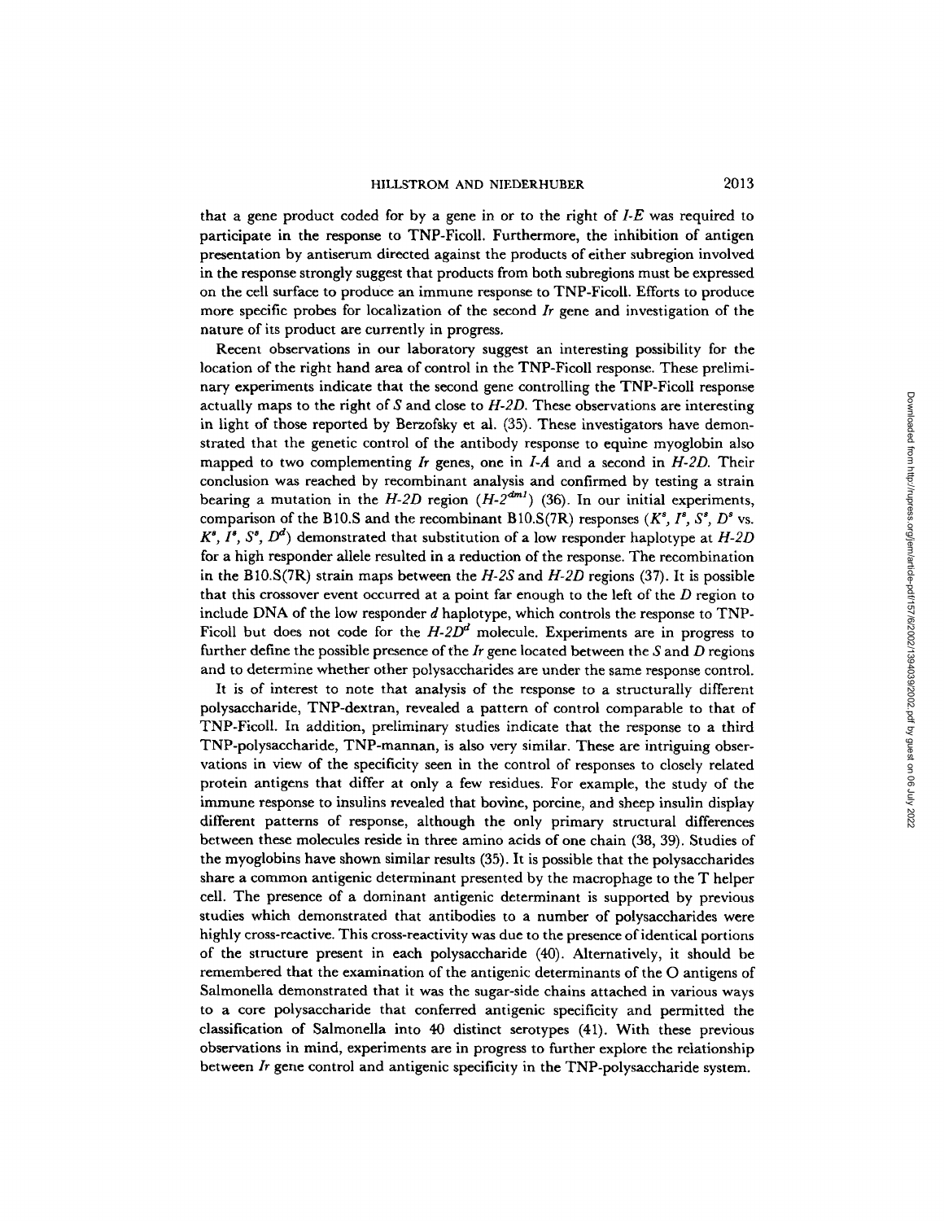that a gene product coded for by a gene in or to the right of *I-E* was required to participate in the response to TNP-Ficoll. Furthermore, the inhibition of antigen presentation by antiserum directed against the products of either subregion involved in the response strongly suggest that products from both subregions must be expressed on the cell surface to produce an immune response to TNP-Ficoll. Efforts to produce more specific probes for localization of the second *Ir* gene and investigation of the nature of its product are currently in progress.

Recent observations in our laboratory suggest an interesting possibility for the location of the right hand area of control in the TNP-Ficoll response. These preliminary experiments indicate that the second gene controlling the TNP-Ficoll response actually maps to the right of *S* and close to *H-2D*. These observations are interesting in light of those reported by Berzofsky et al. (35). These investigators have demonstrated that the genetic control of the antibody response to equine myoglobin also mapped to two complementing *Ir* genes, one in *I-A* and a second in *H-2D*. Their conclusion was reached by recombinant analysis and confirmed by testing a strain bearing a mutation in the *H-2D* region ($H\text{-}2^{dm1}$) (36). In our initial experiments, comparison of the B10.S and the recombinant B10.S(7R) responses ($K^s$, $I^s$, $S^s$, $D^s$ vs. $K^s$, $I^s$, $S^s$, $D^d$) demonstrated that substitution of a low responder haplotype at *H-2D* for a high responder allele resulted in a reduction of the response. The recombination in the B10.S(7R) strain maps between the *H-2S* and *H-2D* regions (37). It is possible that this crossover event occurred at a point far enough to the left of the *D* region to include DNA of the low responder *d* haplotype, which controls the response to TNP-Ficoll but does not code for the $H\text{-}2D^d$ molecule. Experiments are in progress to further define the possible presence of the *Ir* gene located between the *S* and *D* regions and to determine whether other polysaccharides are under the same response control.

It is of interest to note that analysis of the response to a structurally different polysaccharide, TNP-dextran, revealed a pattern of control comparable to that of TNP-Ficoll. In addition, preliminary studies indicate that the response to a third TNP-polysaccharide, TNP-mannan, is also very similar. These are intriguing observations in view of the specificity seen in the control of responses to closely related protein antigens that differ at only a few residues. For example, the study of the immune response to insulins revealed that bovine, porcine, and sheep insulin display different patterns of response, although the only primary structural differences between these molecules reside in three amino acids of one chain (38, 39). Studies of the myoglobins have shown similar results (35). It is possible that the polysaccharides share a common antigenic determinant presented by the macrophage to the T helper cell. The presence of a dominant antigenic determinant is supported by previous studies which demonstrated that antibodies to a number of polysaccharides were highly cross-reactive. This cross-reactivity was due to the presence of identical portions of the structure present in each polysaccharide (40). Alternatively, it should be remembered that the examination of the antigenic determinants of the O antigens of Salmonella demonstrated that it was the sugar-side chains attached in various ways to a core polysaccharide that conferred antigenic specificity and permitted the classification of Salmonella into 40 distinct serotypes (41). With these previous observations in mind, experiments are in progress to further explore the relationship between *Ir* gene control and antigenic specificity in the TNP-polysaccharide system.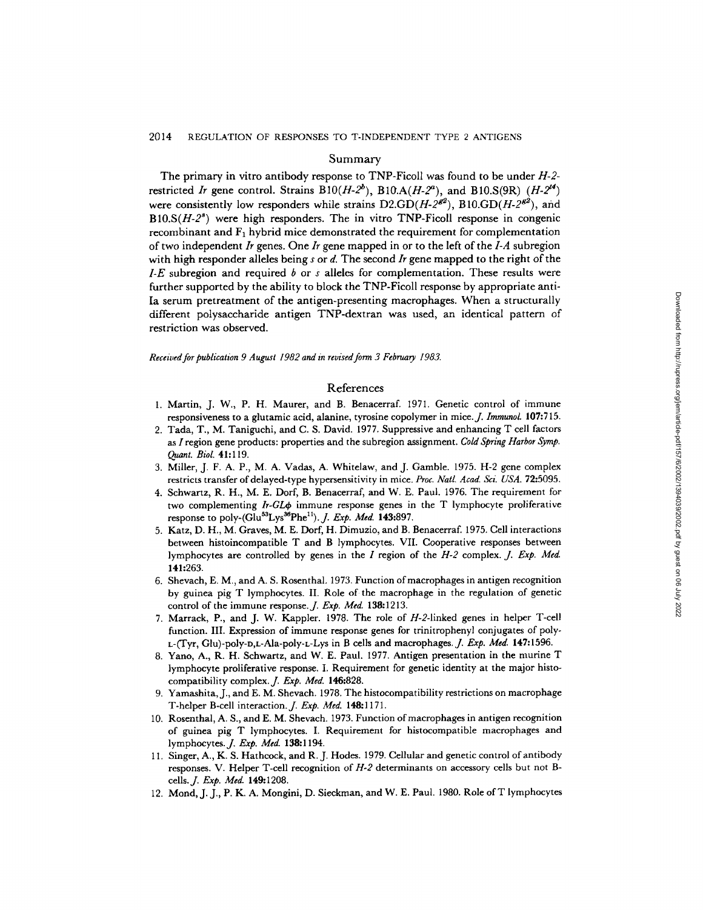## Summary

The primary in vitro antibody response to TNP-Ficoll was found to be under *H-2*-restricted *Ir* gene control. Strains B10($H$-$2^b$), B10.A($H$-$2^a$), and B10.S(9R) ($H$-$2^{t4}$) were consistently low responders while strains D2.GD($H$-$2^{g2}$), B10.GD($H$-$2^{g2}$), and B10.S($H$-$2^s$) were high responders. The in vitro TNP-Ficoll response in congenic recombinant and $F_1$ hybrid mice demonstrated the requirement for complementation of two independent *Ir* genes. One *Ir* gene mapped in or to the left of the *I-A* subregion with high responder alleles being *s* or *d*. The second *Ir* gene mapped to the right of the *I-E* subregion and required *b* or *s* alleles for complementation. These results were further supported by the ability to block the TNP-Ficoll response by appropriate anti-Ia serum pretreatment of the antigen-presenting macrophages. When a structurally different polysaccharide antigen TNP-dextran was used, an identical pattern of restriction was observed.

*Received for publication 9 August 1982 and in revised form 3 February 1983.*

## References

1. Martin, J. W., P. H. Maurer, and B. Benacerraf. 1971. Genetic control of immune responsiveness to a glutamic acid, alanine, tyrosine copolymer in mice. *J. Immunol.* **107**:715.
2. Tada, T., M. Taniguchi, and C. S. David. 1977. Suppressive and enhancing T cell factors as *I* region gene products: properties and the subregion assignment. *Cold Spring Harbor Symp. Quant. Biol.* **41**:119.
3. Miller, J. F. A. P., M. A. Vadas, A. Whitelaw, and J. Gamble. 1975. H-2 gene complex restricts transfer of delayed-type hypersensitivity in mice. *Proc. Natl. Acad. Sci. USA.* **72**:5095.
4. Schwartz, R. H., M. E. Dorf, B. Benacerraf, and W. E. Paul. 1976. The requirement for two complementing *Ir-GLφ* immune response genes in the T lymphocyte proliferative response to poly-($Glu^{53}Lys^{36}Phe^{11}$). *J. Exp. Med.* **143**:897.
5. Katz, D. H., M. Graves, M. E. Dorf, H. Dimuzio, and B. Benacerraf. 1975. Cell interactions between histoincompatible T and B lymphocytes. VII. Cooperative responses between lymphocytes are controlled by genes in the *I* region of the *H-2* complex. *J. Exp. Med.* **141**:263.
6. Shevach, E. M., and A. S. Rosenthal. 1973. Function of macrophages in antigen recognition by guinea pig T lymphocytes. II. Role of the macrophage in the regulation of genetic control of the immune response. *J. Exp. Med.* **138**:1213.
7. Marrack, P., and J. W. Kappler. 1978. The role of *H-2*-linked genes in helper T-cell function. III. Expression of immune response genes for trinitrophenyl conjugates of poly-L-(Tyr, Glu)-poly-D,L-Ala-poly-L-Lys in B cells and macrophages. *J. Exp. Med.* **147**:1596.
8. Yano, A., R. H. Schwartz, and W. E. Paul. 1977. Antigen presentation in the murine T lymphocyte proliferative response. I. Requirement for genetic identity at the major histocompatibility complex. *J. Exp. Med.* **146**:828.
9. Yamashita, J., and E. M. Shevach. 1978. The histocompatibility restrictions on macrophage T-helper B-cell interaction. *J. Exp. Med.* **148**:1171.
10. Rosenthal, A. S., and E. M. Shevach. 1973. Function of macrophages in antigen recognition of guinea pig T lymphocytes. I. Requirement for histocompatible macrophages and lymphocytes. *J. Exp. Med.* **138**:1194.
11. Singer, A., K. S. Hathcock, and R. J. Hodes. 1979. Cellular and genetic control of antibody responses. V. Helper T-cell recognition of *H-2* determinants on accessory cells but not B-cells. *J. Exp. Med.* **149**:1208.
12. Mond, J. J., P. K. A. Mongini, D. Sieckman, and W. E. Paul. 1980. Role of T lymphocytes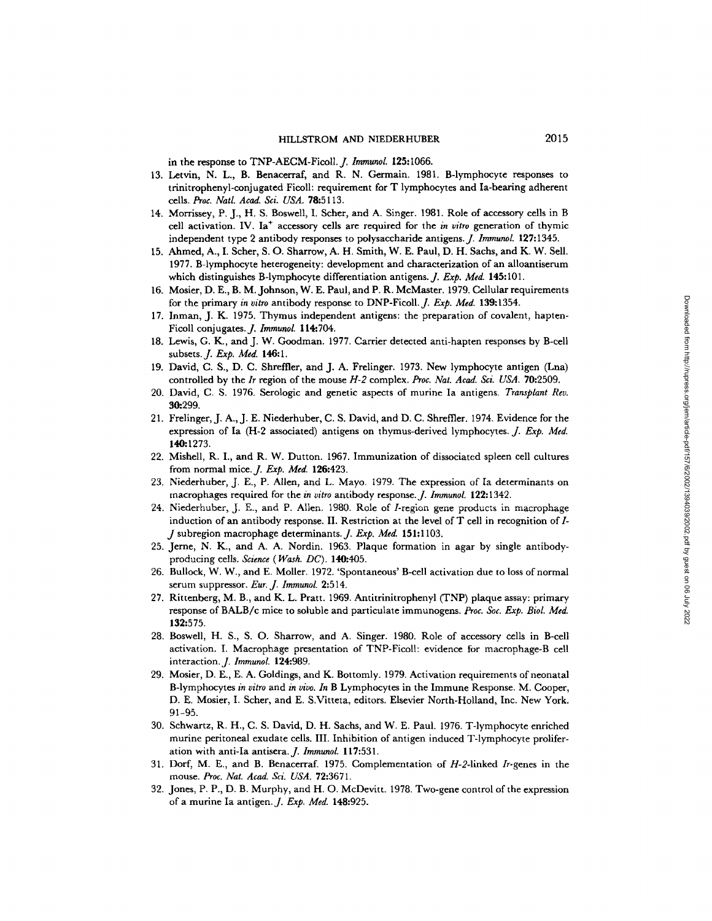in the response to TNP-AECM-Ficoll. *J. Immunol.* **125:**1066.

13. Letvin, N. L., B. Benacerraf, and R. N. Germain. 1981. B-lymphocyte responses to trinitrophenyl-conjugated Ficoll: requirement for T lymphocytes and Ia-bearing adherent cells. *Proc. Natl. Acad. Sci. USA.* **78:**5113.
14. Morrissey, P. J., H. S. Boswell, I. Scher, and A. Singer. 1981. Role of accessory cells in B cell activation. IV. Ia$^+$ accessory cells are required for the *in vitro* generation of thymic independent type 2 antibody responses to polysaccharide antigens. *J. Immunol.* **127:**1345.
15. Ahmed, A., I. Scher, S. O. Sharrow, A. H. Smith, W. E. Paul, D. H. Sachs, and K. W. Sell. 1977. B-lymphocyte heterogeneity: development and characterization of an alloantiserum which distinguishes B-lymphocyte differentiation antigens. *J. Exp. Med.* **145:**101.
16. Mosier, D. E., B. M. Johnson, W. E. Paul, and P. R. McMaster. 1979. Cellular requirements for the primary *in vitro* antibody response to DNP-Ficoll. *J. Exp. Med.* **139:**1354.
17. Inman, J. K. 1975. Thymus independent antigens: the preparation of covalent, hapten-Ficoll conjugates. *J. Immunol.* **114:**704.
18. Lewis, G. K., and J. W. Goodman. 1977. Carrier detected anti-hapten responses by B-cell subsets. *J. Exp. Med.* **146:**1.
19. David, C. S., D. C. Shreffler, and J. A. Frelinger. 1973. New lymphocyte antigen (Lna) controlled by the *Ir* region of the mouse *H-2* complex. *Proc. Nat. Acad. Sci. USA.* **70:**2509.
20. David, C. S. 1976. Serologic and genetic aspects of murine Ia antigens. *Transplant Rev.* **30:**299.
21. Frelinger, J. A., J. E. Niederhuber, C. S. David, and D. C. Shreffler. 1974. Evidence for the expression of Ia (H-2 associated) antigens on thymus-derived lymphocytes. *J. Exp. Med.* **140:**1273.
22. Mishell, R. I., and R. W. Dutton. 1967. Immunization of dissociated spleen cell cultures from normal mice. *J. Exp. Med.* **126:**423.
23. Niederhuber, J. E., P. Allen, and L. Mayo. 1979. The expression of Ia determinants on macrophages required for the *in vitro* antibody response. *J. Immunol.* **122:**1342.
24. Niederhuber, J. E., and P. Allen. 1980. Role of *I*-region gene products in macrophage induction of an antibody response. II. Restriction at the level of T cell in recognition of *I-J* subregion macrophage determinants. *J. Exp. Med.* **151:**1103.
25. Jerne, N. K., and A. A. Nordin. 1963. Plaque formation in agar by single antibody-producing cells. *Science (Wash. DC).* **140:**405.
26. Bullock, W. W., and E. Moller. 1972. 'Spontaneous' B-cell activation due to loss of normal serum suppressor. *Eur. J. Immunol.* **2:**514.
27. Rittenberg, M. B., and K. L. Pratt. 1969. Antitrinitrophenyl (TNP) plaque assay: primary response of BALB/c mice to soluble and particulate immunogens. *Proc. Soc. Exp. Biol. Med.* **132:**575.
28. Boswell, H. S., S. O. Sharrow, and A. Singer. 1980. Role of accessory cells in B-cell activation. I. Macrophage presentation of TNP-Ficoll: evidence for macrophage-B cell interaction. *J. Immunol.* **124:**989.
29. Mosier, D. E., E. A. Goldings, and K. Bottomly. 1979. Activation requirements of neonatal B-lymphocytes *in vitro* and *in vivo*. *In* B Lymphocytes in the Immune Response. M. Cooper, D. E. Mosier, I. Scher, and E. S.Vitteta, editors. Elsevier North-Holland, Inc. New York. 91–95.
30. Schwartz, R. H., C. S. David, D. H. Sachs, and W. E. Paul. 1976. T-lymphocyte enriched murine peritoneal exudate cells. III. Inhibition of antigen induced T-lymphocyte proliferation with anti-Ia antisera. *J. Immunol.* **117:**531.
31. Dorf, M. E., and B. Benacerraf. 1975. Complementation of *H-2*-linked *Ir*-genes in the mouse. *Proc. Nat. Acad. Sci. USA.* **72:**3671.
32. Jones, P. P., D. B. Murphy, and H. O. McDevitt. 1978. Two-gene control of the expression of a murine Ia antigen. *J. Exp. Med.* **148:**925.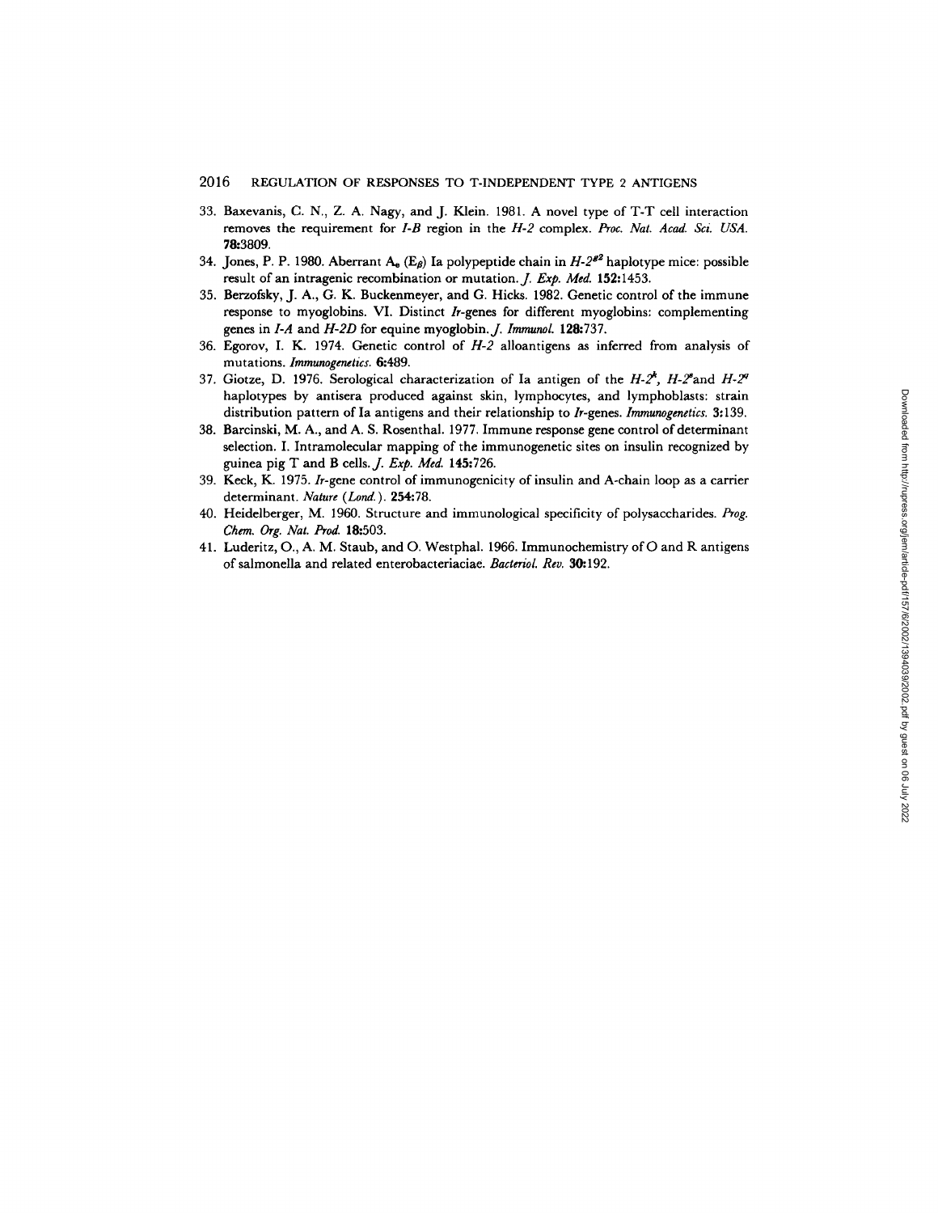33. Baxevanis, C. N., Z. A. Nagy, and J. Klein. 1981. A novel type of T-T cell interaction removes the requirement for *I-B* region in the *H-2* complex. *Proc. Nat. Acad. Sci. USA.* **78:**3809.
34. Jones, P. P. 1980. Aberrant $A_e$ ($E_\beta$) Ia polypeptide chain in $H$-$2^{g2}$ haplotype mice: possible result of an intragenic recombination or mutation. *J. Exp. Med.* **152:**1453.
35. Berzofsky, J. A., G. K. Buckenmeyer, and G. Hicks. 1982. Genetic control of the immune response to myoglobins. VI. Distinct *Ir*-genes for different myoglobins: complementing genes in *I-A* and *H-2D* for equine myoglobin. *J. Immunol.* **128:**737.
36. Egorov, I. K. 1974. Genetic control of *H-2* alloantigens as inferred from analysis of mutations. *Immunogenetics.* **6:**489.
37. Giotze, D. 1976. Serological characterization of Ia antigen of the $H$-$2^k$, $H$-$2^s$ and $H$-$2^q$ haplotypes by antisera produced against skin, lymphocytes, and lymphoblasts: strain distribution pattern of Ia antigens and their relationship to *Ir*-genes. *Immunogenetics.* **3:**139.
38. Barcinski, M. A., and A. S. Rosenthal. 1977. Immune response gene control of determinant selection. I. Intramolecular mapping of the immunogenetic sites on insulin recognized by guinea pig T and B cells. *J. Exp. Med.* **145:**726.
39. Keck, K. 1975. *Ir*-gene control of immunogenicity of insulin and A-chain loop as a carrier determinant. *Nature (Lond.).* **254:**78.
40. Heidelberger, M. 1960. Structure and immunological specificity of polysaccharides. *Prog. Chem. Org. Nat. Prod.* **18:**503.
41. Luderitz, O., A. M. Staub, and O. Westphal. 1966. Immunochemistry of O and R antigens of salmonella and related enterobacteriaciae. *Bacteriol. Rev.* **30:**192.